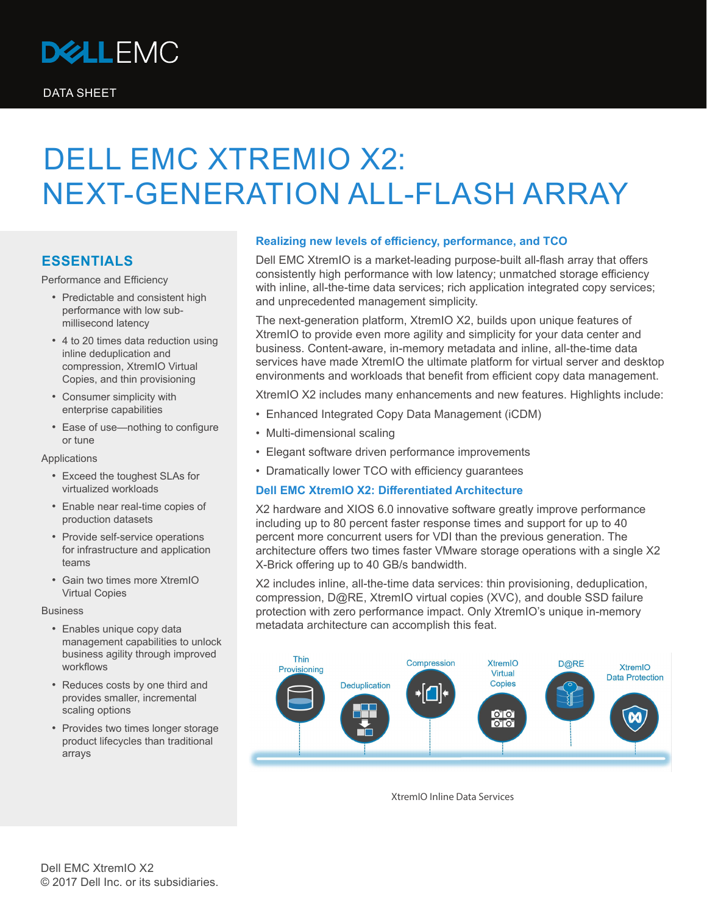DELL EMC

DATA SHEET

# DELL EMC XTREMIO X2: NEXT-GENERATION ALL-FLASH ARRAY

## ESSENTIALS

Performance and Efficiency

- Predictable and consistent high performance with low sub-millisecond latency
- 4 to 20 times data reduction using inline deduplication and compression, XtremIO Virtual Copies, and thin provisioning
- Consumer simplicity with enterprise capabilities
- Ease of use—nothing to configure or tune

Applications

- Exceed the toughest SLAs for virtualized workloads
- Enable near real-time copies of production datasets
- Provide self-service operations for infrastructure and application teams
- Gain two times more XtremIO Virtual Copies

Business

- Enables unique copy data management capabilities to unlock business agility through improved workflows
- Reduces costs by one third and provides smaller, incremental scaling options
- Provides two times longer storage product lifecycles than traditional arrays

### Realizing new levels of efficiency, performance, and TCO

Dell EMC XtremIO is a market-leading purpose-built all-flash array that offers consistently high performance with low latency; unmatched storage efficiency with inline, all-the-time data services; rich application integrated copy services; and unprecedented management simplicity.

The next-generation platform, XtremIO X2, builds upon unique features of XtremIO to provide even more agility and simplicity for your data center and business. Content-aware, in-memory metadata and inline, all-the-time data services have made XtremIO the ultimate platform for virtual server and desktop environments and workloads that benefit from efficient copy data management.

XtremIO X2 includes many enhancements and new features. Highlights include:

- Enhanced Integrated Copy Data Management (iCDM)
- Multi-dimensional scaling
- Elegant software driven performance improvements
- Dramatically lower TCO with efficiency guarantees

### Dell EMC XtremIO X2: Differentiated Architecture

X2 hardware and XIOS 6.0 innovative software greatly improve performance including up to 80 percent faster response times and support for up to 40 percent more concurrent users for VDI than the previous generation. The architecture offers two times faster VMware storage operations with a single X2 X-Brick offering up to 40 GB/s bandwidth.

X2 includes inline, all-the-time data services: thin provisioning, deduplication, compression, D@RE, XtremIO virtual copies (XVC), and double SSD failure protection with zero performance impact. Only XtremIO's unique in-memory metadata architecture can accomplish this feat.

Thin Provisioning | Deduplication | Compression | XtremIO Virtual Copies | D@RE | XtremIO Data Protection

XtremIO Inline Data Services

Dell EMC XtremIO X2
© 2017 Dell Inc. or its subsidiaries.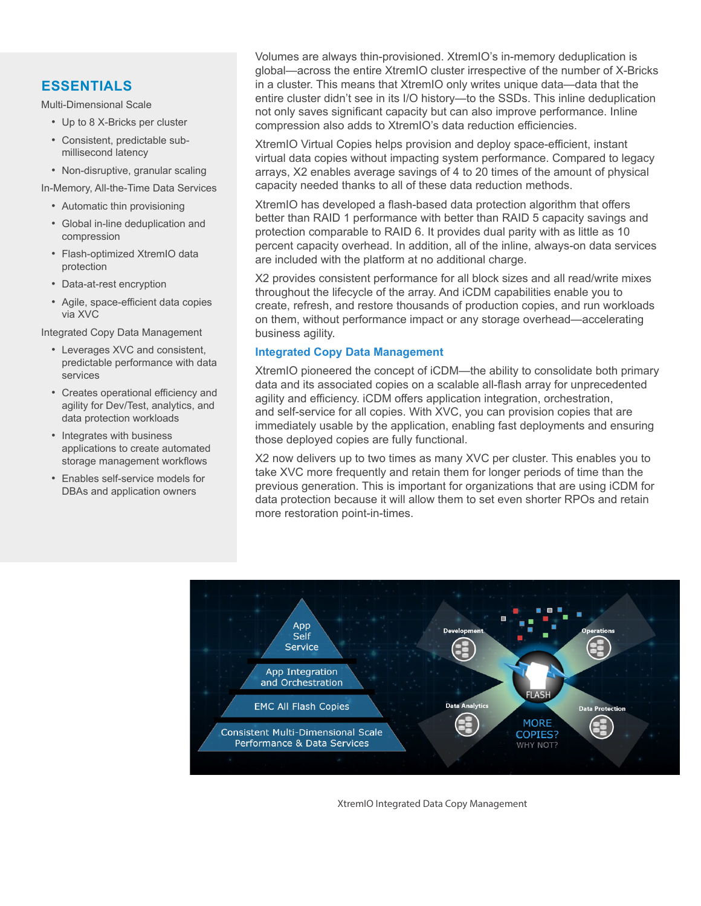## ESSENTIALS

Multi-Dimensional Scale

- Up to 8 X-Bricks per cluster
- Consistent, predictable sub-millisecond latency
- Non-disruptive, granular scaling

In-Memory, All-the-Time Data Services

- Automatic thin provisioning
- Global in-line deduplication and compression
- Flash-optimized XtremIO data protection
- Data-at-rest encryption
- Agile, space-efficient data copies via XVC

Integrated Copy Data Management

- Leverages XVC and consistent, predictable performance with data services
- Creates operational efficiency and agility for Dev/Test, analytics, and data protection workloads
- Integrates with business applications to create automated storage management workflows
- Enables self-service models for DBAs and application owners

Volumes are always thin-provisioned. XtremIO's in-memory deduplication is global—across the entire XtremIO cluster irrespective of the number of X-Bricks in a cluster. This means that XtremIO only writes unique data—data that the entire cluster didn't see in its I/O history—to the SSDs. This inline deduplication not only saves significant capacity but can also improve performance. Inline compression also adds to XtremIO's data reduction efficiencies.

XtremIO Virtual Copies helps provision and deploy space-efficient, instant virtual data copies without impacting system performance. Compared to legacy arrays, X2 enables average savings of 4 to 20 times of the amount of physical capacity needed thanks to all of these data reduction methods.

XtremIO has developed a flash-based data protection algorithm that offers better than RAID 1 performance with better than RAID 5 capacity savings and protection comparable to RAID 6. It provides dual parity with as little as 10 percent capacity overhead. In addition, all of the inline, always-on data services are included with the platform at no additional charge.

X2 provides consistent performance for all block sizes and all read/write mixes throughout the lifecycle of the array. And iCDM capabilities enable you to create, refresh, and restore thousands of production copies, and run workloads on them, without performance impact or any storage overhead—accelerating business agility.

### Integrated Copy Data Management

XtremIO pioneered the concept of iCDM—the ability to consolidate both primary data and its associated copies on a scalable all-flash array for unprecedented agility and efficiency. iCDM offers application integration, orchestration, and self-service for all copies. With XVC, you can provision copies that are immediately usable by the application, enabling fast deployments and ensuring those deployed copies are fully functional.

X2 now delivers up to two times as many XVC per cluster. This enables you to take XVC more frequently and retain them for longer periods of time than the previous generation. This is important for organizations that are using iCDM for data protection because it will allow them to set even shorter RPOs and retain more restoration point-in-times.

XtremIO Integrated Data Copy Management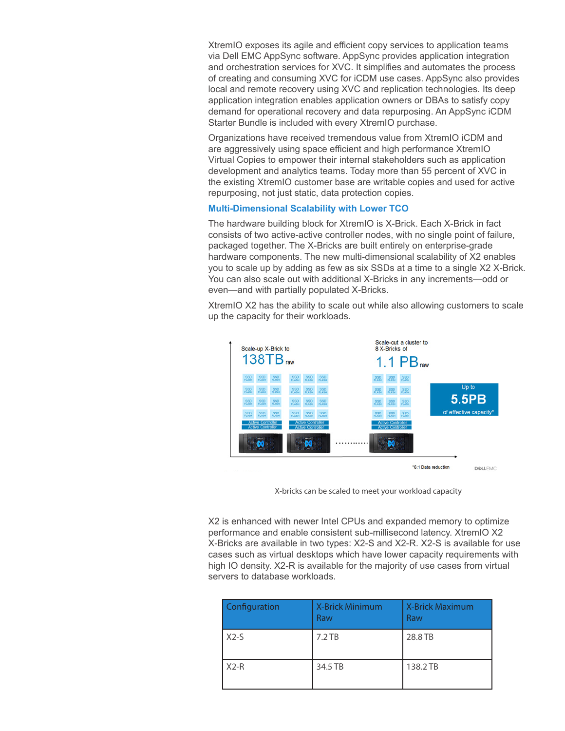XtremIO exposes its agile and efficient copy services to application teams via Dell EMC AppSync software. AppSync provides application integration and orchestration services for XVC. It simplifies and automates the process of creating and consuming XVC for iCDM use cases. AppSync also provides local and remote recovery using XVC and replication technologies. Its deep application integration enables application owners or DBAs to satisfy copy demand for operational recovery and data repurposing. An AppSync iCDM Starter Bundle is included with every XtremIO purchase.

Organizations have received tremendous value from XtremIO iCDM and are aggressively using space efficient and high performance XtremIO Virtual Copies to empower their internal stakeholders such as application development and analytics teams. Today more than 55 percent of XVC in the existing XtremIO customer base are writable copies and used for active repurposing, not just static, data protection copies.

## Multi-Dimensional Scalability with Lower TCO

The hardware building block for XtremIO is X-Brick. Each X-Brick in fact consists of two active-active controller nodes, with no single point of failure, packaged together. The X-Bricks are built entirely on enterprise-grade hardware components. The new multi-dimensional scalability of X2 enables you to scale up by adding as few as six SSDs at a time to a single X2 X-Brick. You can also scale out with additional X-Bricks in any increments—odd or even—and with partially populated X-Bricks.

XtremIO X2 has the ability to scale out while also allowing customers to scale up the capacity for their workloads.

X-bricks can be scaled to meet your workload capacity

X2 is enhanced with newer Intel CPUs and expanded memory to optimize performance and enable consistent sub-millisecond latency. XtremIO X2 X-Bricks are available in two types: X2-S and X2-R. X2-S is available for use cases such as virtual desktops which have lower capacity requirements with high IO density. X2-R is available for the majority of use cases from virtual servers to database workloads.

| Configuration | X-Brick Minimum Raw | X-Brick Maximum Raw |
|---|---|---|
| X2-S | 7.2 TB | 28.8 TB |
| X2-R | 34.5 TB | 138.2 TB |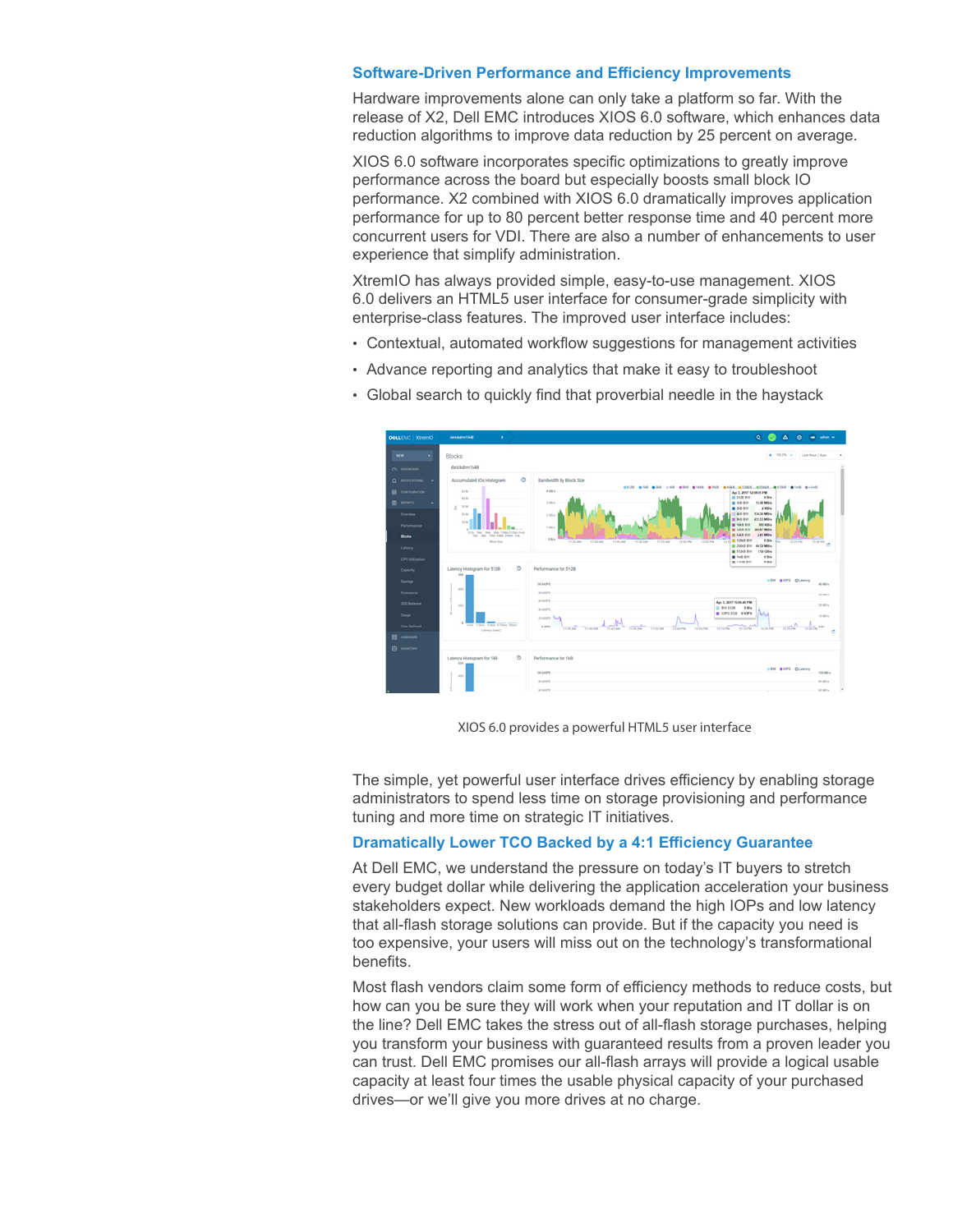## Software-Driven Performance and Efficiency Improvements

Hardware improvements alone can only take a platform so far. With the release of X2, Dell EMC introduces XIOS 6.0 software, which enhances data reduction algorithms to improve data reduction by 25 percent on average.

XIOS 6.0 software incorporates specific optimizations to greatly improve performance across the board but especially boosts small block IO performance. X2 combined with XIOS 6.0 dramatically improves application performance for up to 80 percent better response time and 40 percent more concurrent users for VDI. There are also a number of enhancements to user experience that simplify administration.

XtremIO has always provided simple, easy-to-use management. XIOS 6.0 delivers an HTML5 user interface for consumer-grade simplicity with enterprise-class features. The improved user interface includes:

- Contextual, automated workflow suggestions for management activities
- Advance reporting and analytics that make it easy to troubleshoot
- Global search to quickly find that proverbial needle in the haystack

XIOS 6.0 provides a powerful HTML5 user interface

The simple, yet powerful user interface drives efficiency by enabling storage administrators to spend less time on storage provisioning and performance tuning and more time on strategic IT initiatives.

## Dramatically Lower TCO Backed by a 4:1 Efficiency Guarantee

At Dell EMC, we understand the pressure on today's IT buyers to stretch every budget dollar while delivering the application acceleration your business stakeholders expect. New workloads demand the high IOPs and low latency that all-flash storage solutions can provide. But if the capacity you need is too expensive, your users will miss out on the technology's transformational benefits.

Most flash vendors claim some form of efficiency methods to reduce costs, but how can you be sure they will work when your reputation and IT dollar is on the line? Dell EMC takes the stress out of all-flash storage purchases, helping you transform your business with guaranteed results from a proven leader you can trust. Dell EMC promises our all-flash arrays will provide a logical usable capacity at least four times the usable physical capacity of your purchased drives—or we'll give you more drives at no charge.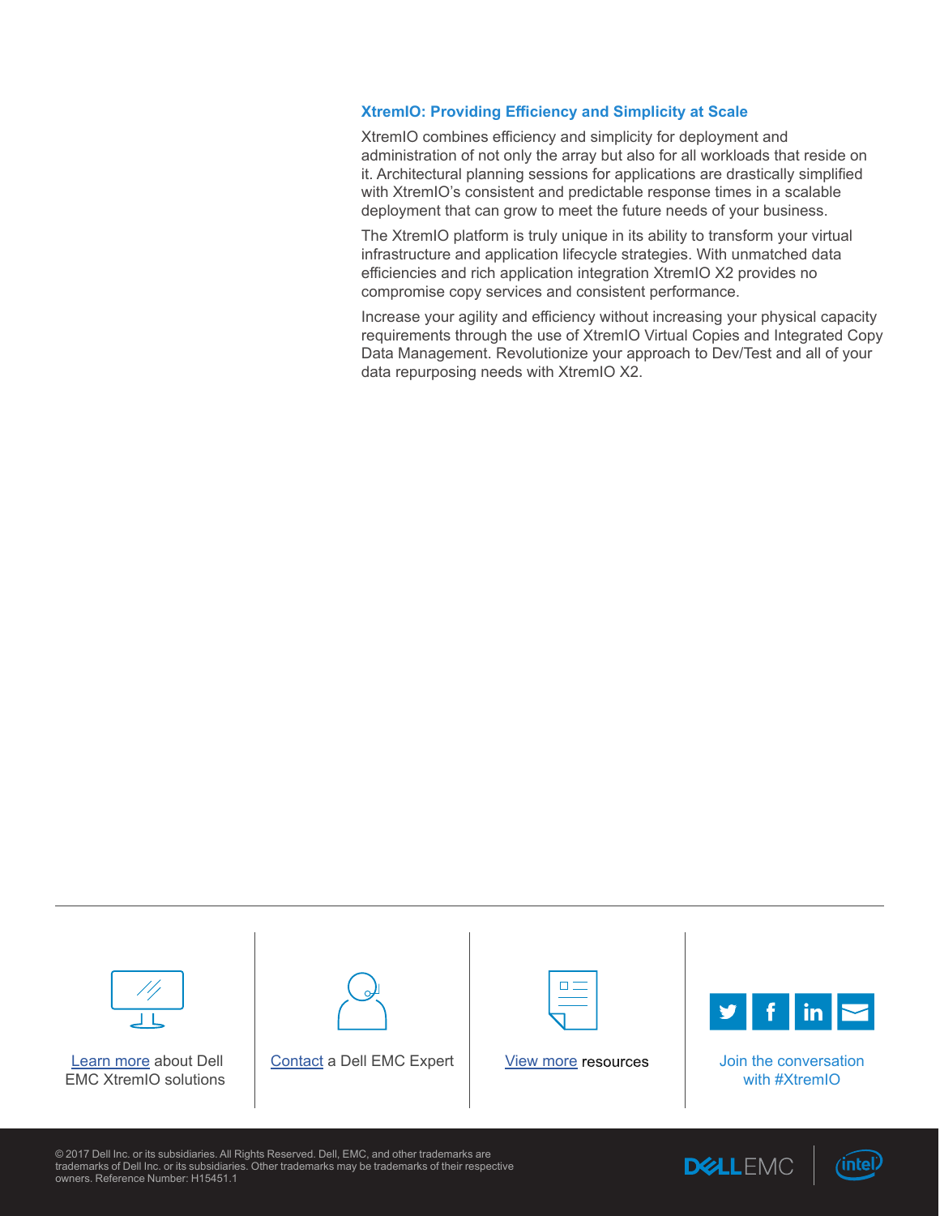## XtremIO: Providing Efficiency and Simplicity at Scale

XtremIO combines efficiency and simplicity for deployment and administration of not only the array but also for all workloads that reside on it. Architectural planning sessions for applications are drastically simplified with XtremIO's consistent and predictable response times in a scalable deployment that can grow to meet the future needs of your business.

The XtremIO platform is truly unique in its ability to transform your virtual infrastructure and application lifecycle strategies. With unmatched data efficiencies and rich application integration XtremIO X2 provides no compromise copy services and consistent performance.

Increase your agility and efficiency without increasing your physical capacity requirements through the use of XtremIO Virtual Copies and Integrated Copy Data Management. Revolutionize your approach to Dev/Test and all of your data repurposing needs with XtremIO X2.

---

Learn more about Dell EMC XtremIO solutions

Contact a Dell EMC Expert

View more resources

Join the conversation with #XtremIO

© 2017 Dell Inc. or its subsidiaries. All Rights Reserved. Dell, EMC, and other trademarks are trademarks of Dell Inc. or its subsidiaries. Other trademarks may be trademarks of their respective owners. Reference Number: H15451.1